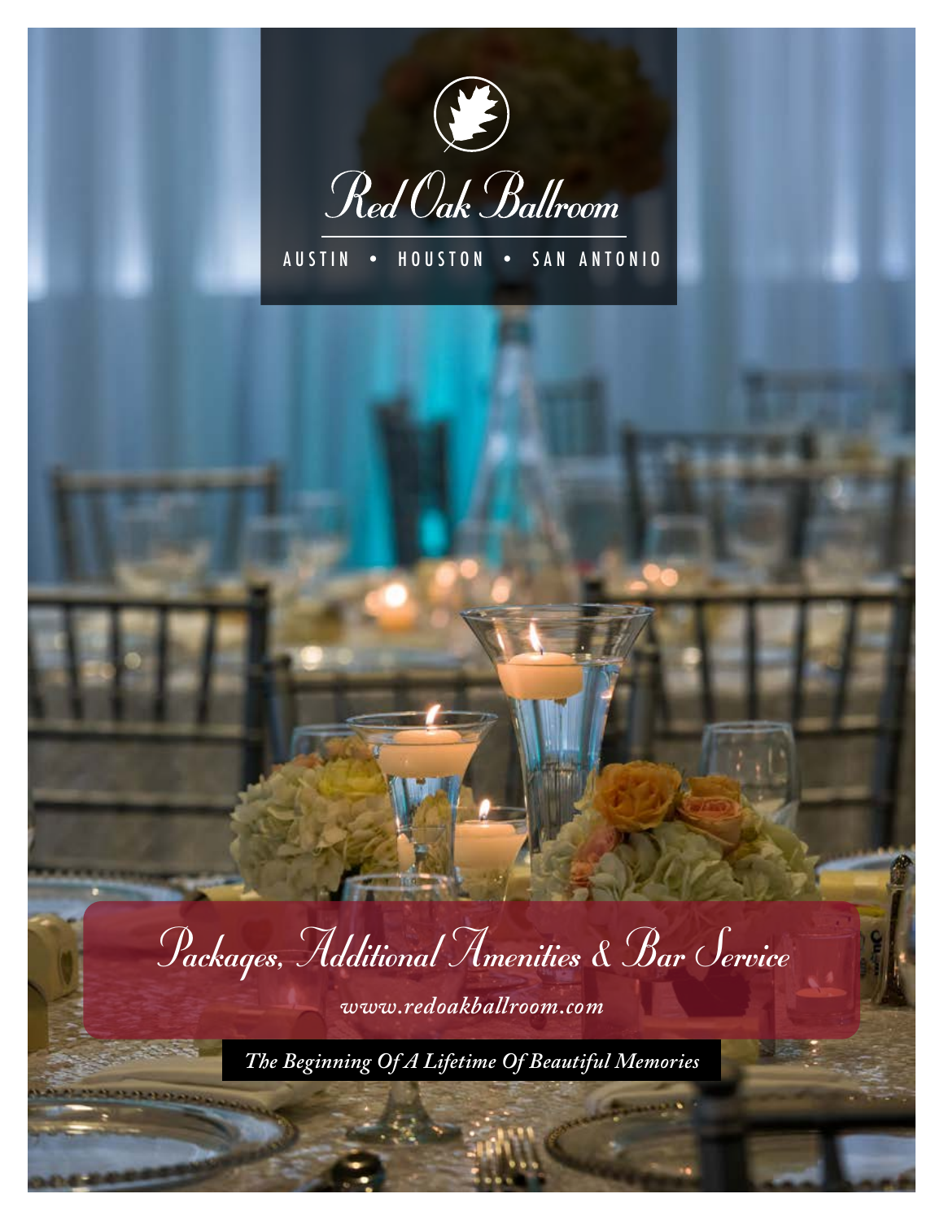# Red Oak Ballroom

AUSTIN • HOUSTON • SAN ANTONIO

## Packages, Additional Amenities & Bar Service

*www.redoakballroom.com*

*The Beginning Of A Lifetime Of Beautiful Memories*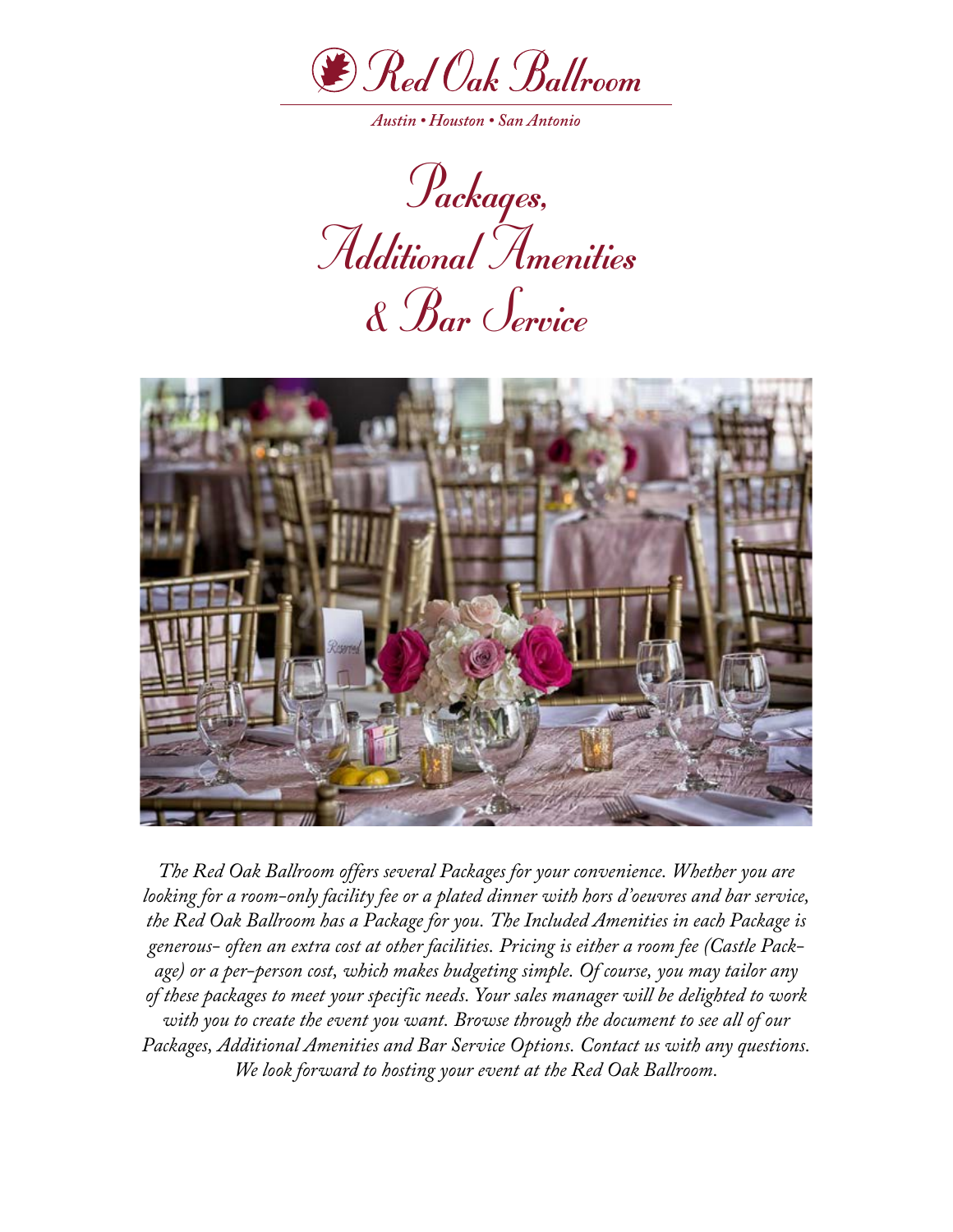# Red Oak Ballroom

*Austin • Houston • San Antonio*

# Packages, Additional Amenities & Bar Service

*The Red Oak Ballroom offers several Packages for your convenience. Whether you are looking for a room-only facility fee or a plated dinner with hors d'oeuvres and bar service, the Red Oak Ballroom has a Package for you. The Included Amenities in each Package is generous- often an extra cost at other facilities. Pricing is either a room fee (Castle Package) or a per-person cost, which makes budgeting simple. Of course, you may tailor any of these packages to meet your specific needs. Your sales manager will be delighted to work with you to create the event you want. Browse through the document to see all of our Packages, Additional Amenities and Bar Service Options. Contact us with any questions. We look forward to hosting your event at the Red Oak Ballroom.*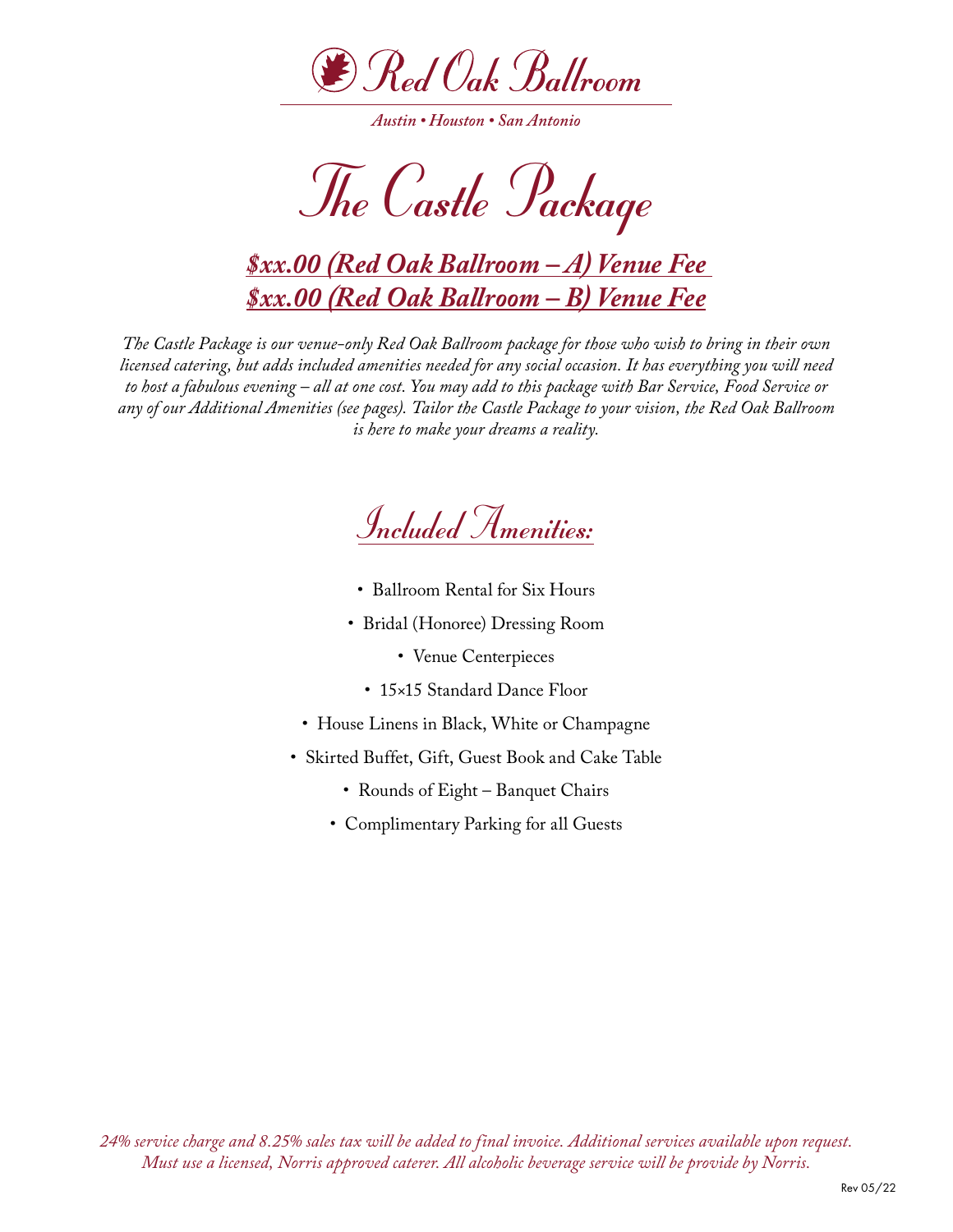# Red Oak Ballroom

*Austin • Houston • San Antonio*

# The Castle Package

## *$xx.00 (Red Oak Ballroom – A) Venue Fee*
## *$xx.00 (Red Oak Ballroom – B) Venue Fee*

*The Castle Package is our venue-only Red Oak Ballroom package for those who wish to bring in their own licensed catering, but adds included amenities needed for any social occasion. It has everything you will need to host a fabulous evening – all at one cost. You may add to this package with Bar Service, Food Service or any of our Additional Amenities (see pages). Tailor the Castle Package to your vision, the Red Oak Ballroom is here to make your dreams a reality.*

## Included Amenities:

- Ballroom Rental for Six Hours
- Bridal (Honoree) Dressing Room
- Venue Centerpieces
- 15×15 Standard Dance Floor
- House Linens in Black, White or Champagne
- Skirted Buffet, Gift, Guest Book and Cake Table
- Rounds of Eight – Banquet Chairs
- Complimentary Parking for all Guests

*24% service charge and 8.25% sales tax will be added to final invoice. Additional services available upon request. Must use a licensed, Norris approved caterer. All alcoholic beverage service will be provide by Norris.*

Rev 05/22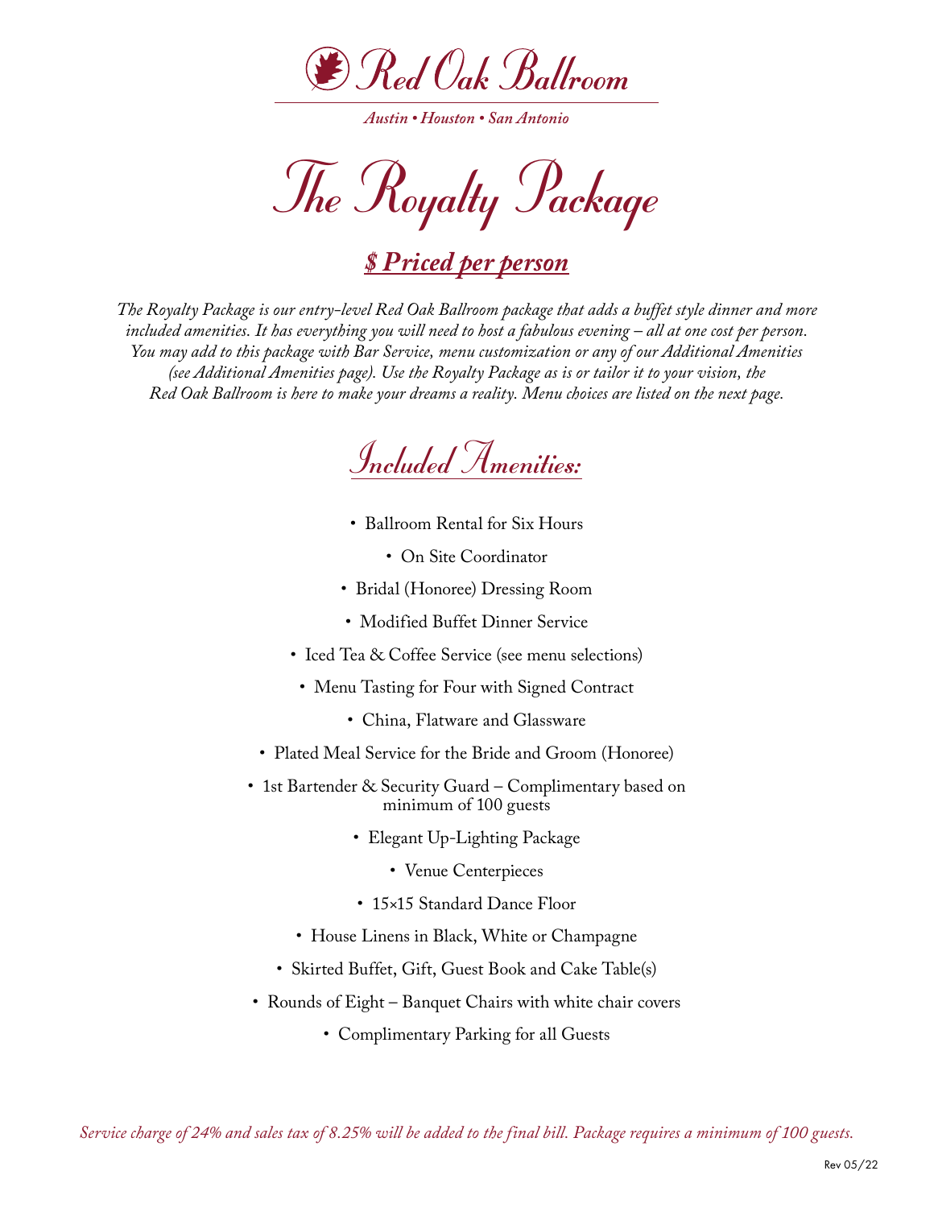# Red Oak Ballroom

*Austin • Houston • San Antonio*

# The Royalty Package

## *$ Priced per person*

*The Royalty Package is our entry-level Red Oak Ballroom package that adds a buffet style dinner and more included amenities. It has everything you will need to host a fabulous evening – all at one cost per person. You may add to this package with Bar Service, menu customization or any of our Additional Amenities (see Additional Amenities page). Use the Royalty Package as is or tailor it to your vision, the Red Oak Ballroom is here to make your dreams a reality. Menu choices are listed on the next page.*

## Included Amenities:

- Ballroom Rental for Six Hours
- On Site Coordinator
- Bridal (Honoree) Dressing Room
- Modified Buffet Dinner Service
- Iced Tea & Coffee Service (see menu selections)
- Menu Tasting for Four with Signed Contract
- China, Flatware and Glassware
- Plated Meal Service for the Bride and Groom (Honoree)
- 1st Bartender & Security Guard – Complimentary based on minimum of 100 guests
- Elegant Up-Lighting Package
- Venue Centerpieces
- 15×15 Standard Dance Floor
- House Linens in Black, White or Champagne
- Skirted Buffet, Gift, Guest Book and Cake Table(s)
- Rounds of Eight – Banquet Chairs with white chair covers
- Complimentary Parking for all Guests

*Service charge of 24% and sales tax of 8.25% will be added to the final bill. Package requires a minimum of 100 guests.*

Rev 05/22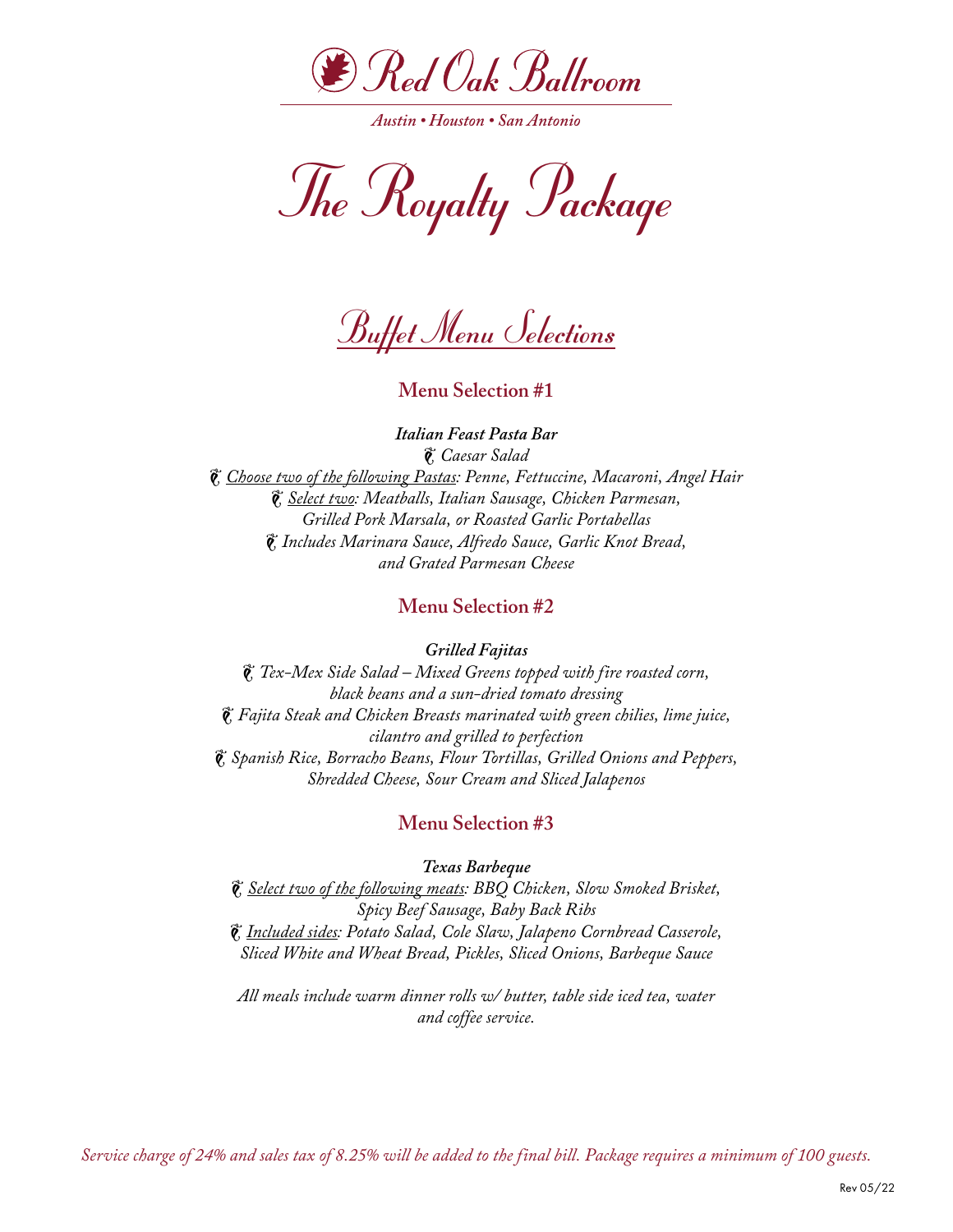# Red Oak Ballroom

*Austin • Houston • San Antonio*

# The Royalty Package

## Buffet Menu Selections

### Menu Selection #1

***Italian Feast Pasta Bar***

*❦ Caesar Salad*
*❦ Choose two of the following Pastas: Penne, Fettuccine, Macaroni, Angel Hair*
*❦ Select two: Meatballs, Italian Sausage, Chicken Parmesan, Grilled Pork Marsala, or Roasted Garlic Portabellas*
*❦ Includes Marinara Sauce, Alfredo Sauce, Garlic Knot Bread, and Grated Parmesan Cheese*

### Menu Selection #2

***Grilled Fajitas***

*❦ Tex-Mex Side Salad – Mixed Greens topped with fire roasted corn, black beans and a sun-dried tomato dressing*
*❦ Fajita Steak and Chicken Breasts marinated with green chilies, lime juice, cilantro and grilled to perfection*
*❦ Spanish Rice, Borracho Beans, Flour Tortillas, Grilled Onions and Peppers, Shredded Cheese, Sour Cream and Sliced Jalapenos*

### Menu Selection #3

***Texas Barbeque***

*❦ Select two of the following meats: BBQ Chicken, Slow Smoked Brisket, Spicy Beef Sausage, Baby Back Ribs*
*❦ Included sides: Potato Salad, Cole Slaw, Jalapeno Cornbread Casserole, Sliced White and Wheat Bread, Pickles, Sliced Onions, Barbeque Sauce*

*All meals include warm dinner rolls w/ butter, table side iced tea, water and coffee service.*

*Service charge of 24% and sales tax of 8.25% will be added to the final bill. Package requires a minimum of 100 guests.*

Rev 05/22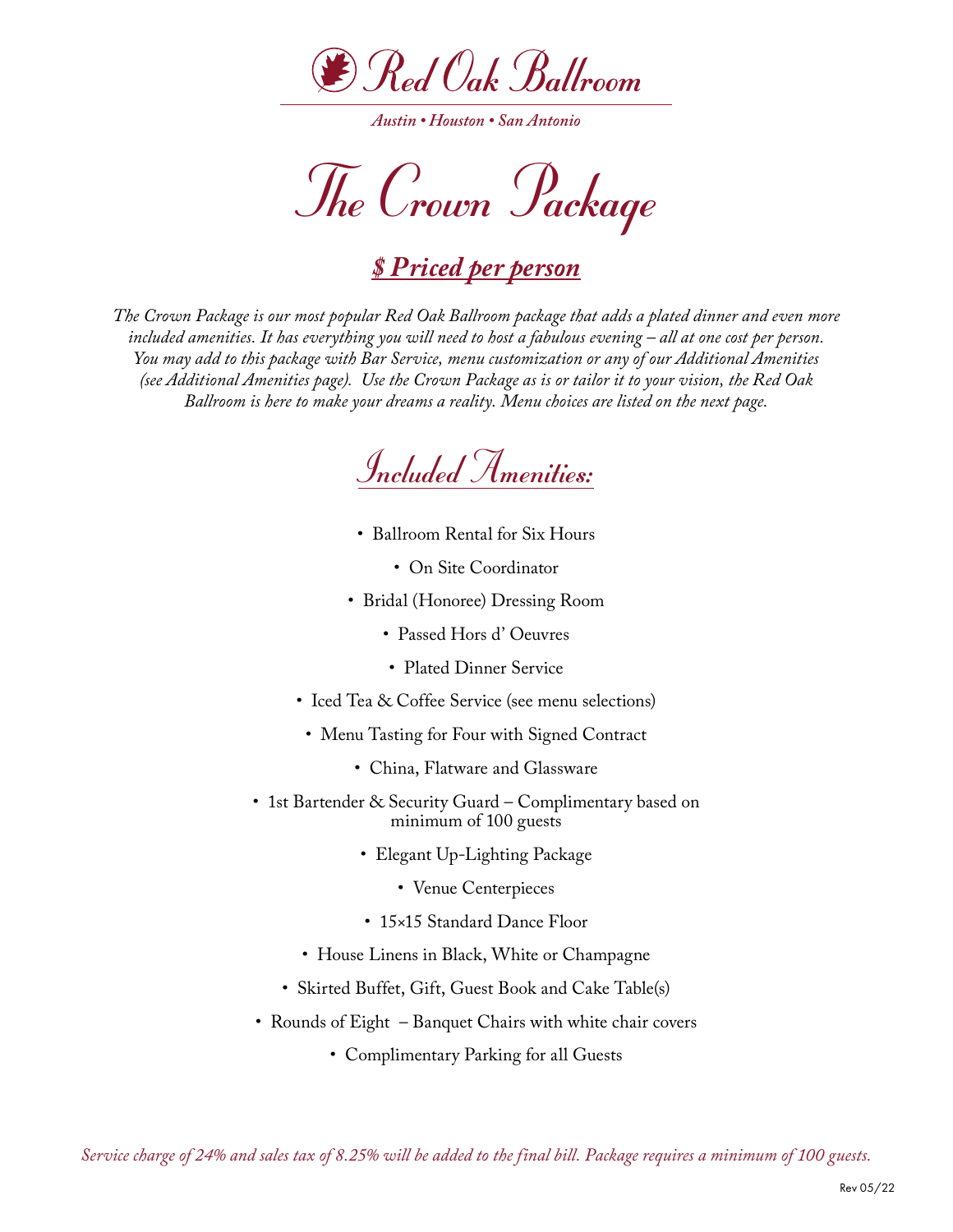# Red Oak Ballroom

*Austin • Houston • San Antonio*

# The Crown Package

## *$ Priced per person*

*The Crown Package is our most popular Red Oak Ballroom package that adds a plated dinner and even more included amenities. It has everything you will need to host a fabulous evening – all at one cost per person. You may add to this package with Bar Service, menu customization or any of our Additional Amenities (see Additional Amenities page). Use the Crown Package as is or tailor it to your vision, the Red Oak Ballroom is here to make your dreams a reality. Menu choices are listed on the next page.*

## Included Amenities:

- Ballroom Rental for Six Hours
- On Site Coordinator
- Bridal (Honoree) Dressing Room
- Passed Hors d' Oeuvres
- Plated Dinner Service
- Iced Tea & Coffee Service (see menu selections)
- Menu Tasting for Four with Signed Contract
- China, Flatware and Glassware
- 1st Bartender & Security Guard – Complimentary based on minimum of 100 guests
- Elegant Up-Lighting Package
- Venue Centerpieces
- 15×15 Standard Dance Floor
- House Linens in Black, White or Champagne
- Skirted Buffet, Gift, Guest Book and Cake Table(s)
- Rounds of Eight – Banquet Chairs with white chair covers
- Complimentary Parking for all Guests

*Service charge of 24% and sales tax of 8.25% will be added to the final bill. Package requires a minimum of 100 guests.*

Rev 05/22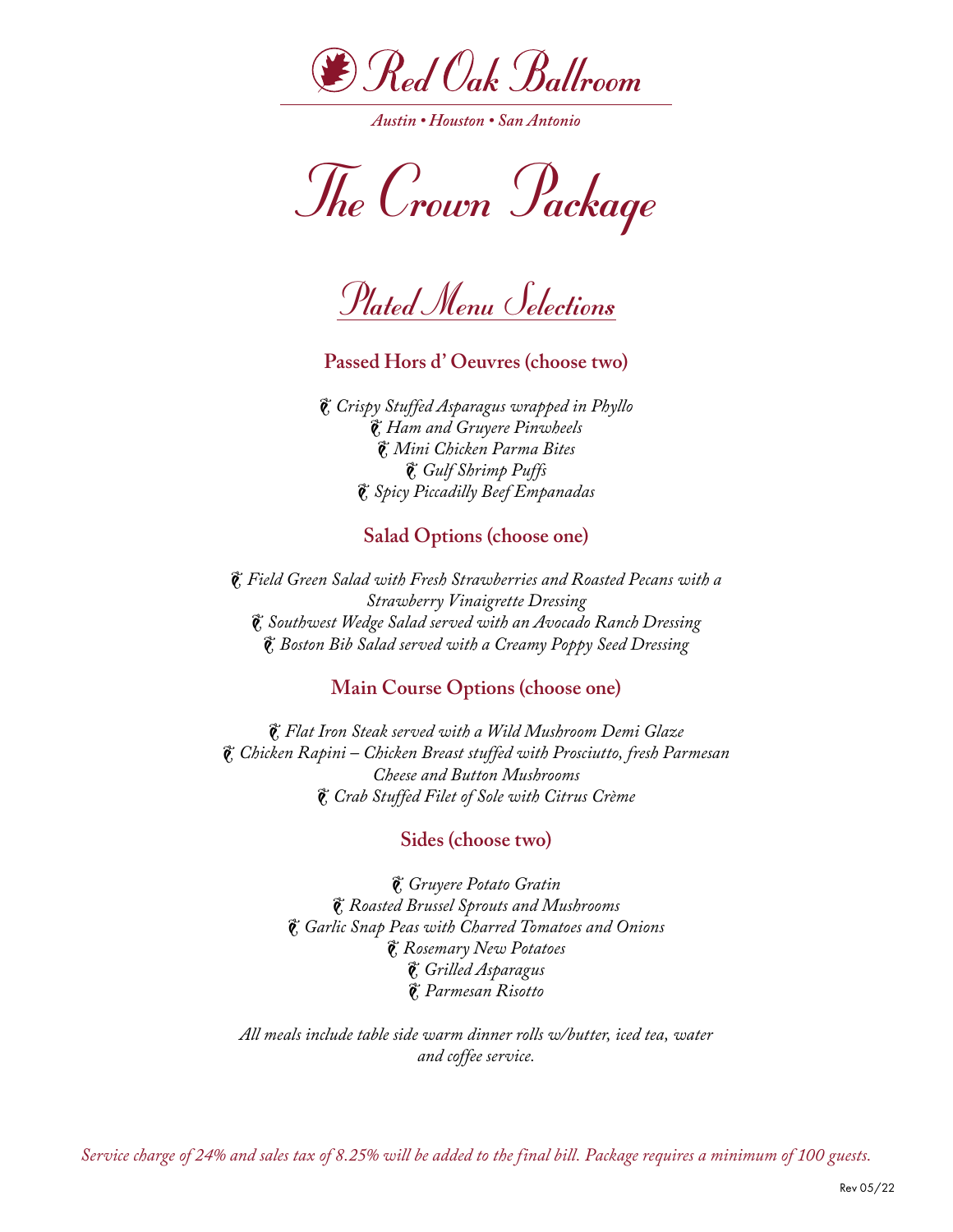# Red Oak Ballroom

*Austin • Houston • San Antonio*

# The Crown Package

## Plated Menu Selections

### Passed Hors d' Oeuvres (choose two)

*Crispy Stuffed Asparagus wrapped in Phyllo*
*Ham and Gruyere Pinwheels*
*Mini Chicken Parma Bites*
*Gulf Shrimp Puffs*
*Spicy Piccadilly Beef Empanadas*

### Salad Options (choose one)

*Field Green Salad with Fresh Strawberries and Roasted Pecans with a Strawberry Vinaigrette Dressing*
*Southwest Wedge Salad served with an Avocado Ranch Dressing*
*Boston Bib Salad served with a Creamy Poppy Seed Dressing*

### Main Course Options (choose one)

*Flat Iron Steak served with a Wild Mushroom Demi Glaze*
*Chicken Rapini – Chicken Breast stuffed with Prosciutto, fresh Parmesan Cheese and Button Mushrooms*
*Crab Stuffed Filet of Sole with Citrus Crème*

### Sides (choose two)

*Gruyere Potato Gratin*
*Roasted Brussel Sprouts and Mushrooms*
*Garlic Snap Peas with Charred Tomatoes and Onions*
*Rosemary New Potatoes*
*Grilled Asparagus*
*Parmesan Risotto*

*All meals include table side warm dinner rolls w/butter, iced tea, water and coffee service.*

*Service charge of 24% and sales tax of 8.25% will be added to the final bill. Package requires a minimum of 100 guests.*

Rev 05/22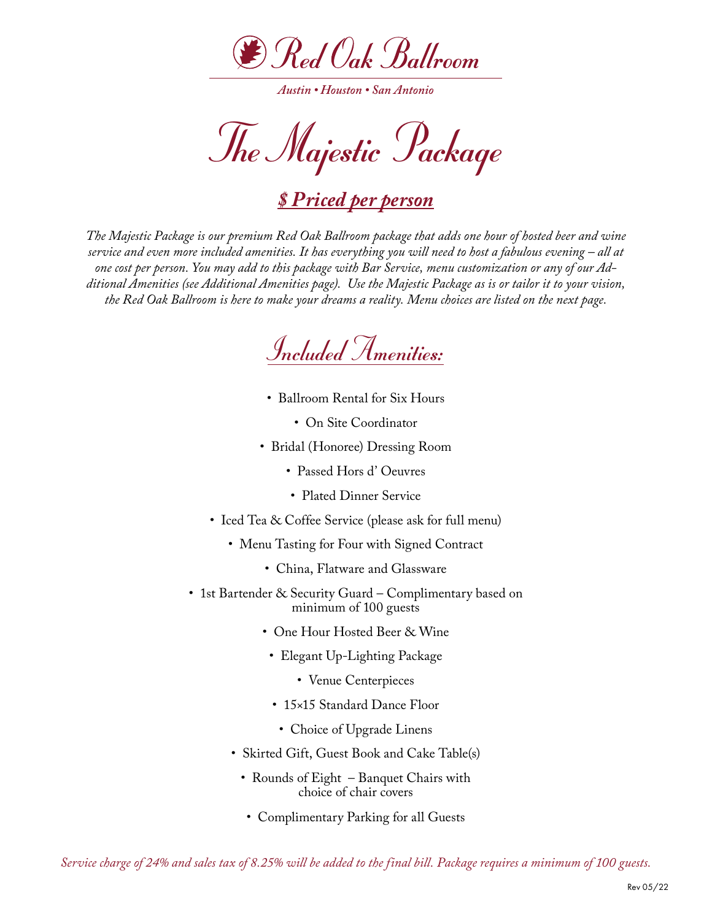# Red Oak Ballroom

*Austin • Houston • San Antonio*

# The Majestic Package

## *$ Priced per person*

*The Majestic Package is our premium Red Oak Ballroom package that adds one hour of hosted beer and wine service and even more included amenities. It has everything you will need to host a fabulous evening – all at one cost per person. You may add to this package with Bar Service, menu customization or any of our Additional Amenities (see Additional Amenities page). Use the Majestic Package as is or tailor it to your vision, the Red Oak Ballroom is here to make your dreams a reality. Menu choices are listed on the next page.*

## Included Amenities:

- Ballroom Rental for Six Hours
- On Site Coordinator
- Bridal (Honoree) Dressing Room
- Passed Hors d' Oeuvres
- Plated Dinner Service
- Iced Tea & Coffee Service (please ask for full menu)
- Menu Tasting for Four with Signed Contract
- China, Flatware and Glassware
- 1st Bartender & Security Guard – Complimentary based on minimum of 100 guests
- One Hour Hosted Beer & Wine
- Elegant Up-Lighting Package
- Venue Centerpieces
- 15×15 Standard Dance Floor
- Choice of Upgrade Linens
- Skirted Gift, Guest Book and Cake Table(s)
- Rounds of Eight – Banquet Chairs with choice of chair covers
- Complimentary Parking for all Guests

*Service charge of 24% and sales tax of 8.25% will be added to the final bill. Package requires a minimum of 100 guests.*

Rev 05/22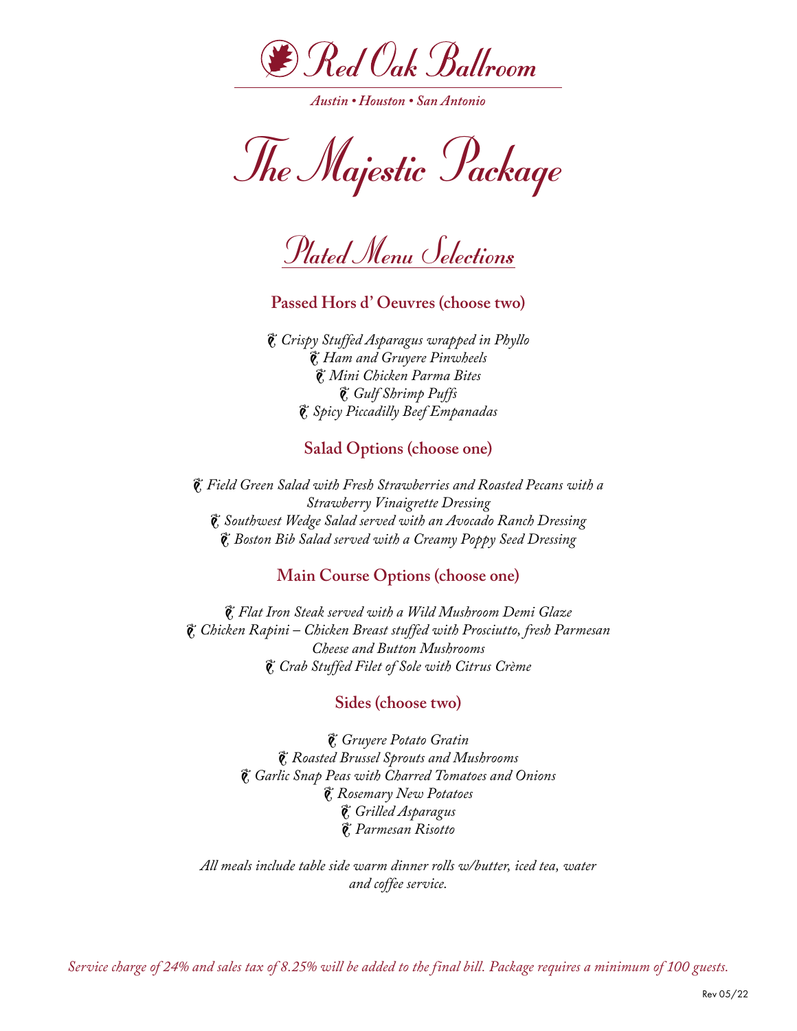# Red Oak Ballroom

*Austin • Houston • San Antonio*

# The Majestic Package

## Plated Menu Selections

### Passed Hors d' Oeuvres (choose two)

*Crispy Stuffed Asparagus wrapped in Phyllo*
*Ham and Gruyere Pinwheels*
*Mini Chicken Parma Bites*
*Gulf Shrimp Puffs*
*Spicy Piccadilly Beef Empanadas*

### Salad Options (choose one)

*Field Green Salad with Fresh Strawberries and Roasted Pecans with a Strawberry Vinaigrette Dressing*
*Southwest Wedge Salad served with an Avocado Ranch Dressing*
*Boston Bib Salad served with a Creamy Poppy Seed Dressing*

### Main Course Options (choose one)

*Flat Iron Steak served with a Wild Mushroom Demi Glaze*
*Chicken Rapini – Chicken Breast stuffed with Prosciutto, fresh Parmesan Cheese and Button Mushrooms*
*Crab Stuffed Filet of Sole with Citrus Crème*

### Sides (choose two)

*Gruyere Potato Gratin*
*Roasted Brussel Sprouts and Mushrooms*
*Garlic Snap Peas with Charred Tomatoes and Onions*
*Rosemary New Potatoes*
*Grilled Asparagus*
*Parmesan Risotto*

*All meals include table side warm dinner rolls w/butter, iced tea, water and coffee service.*

*Service charge of 24% and sales tax of 8.25% will be added to the final bill. Package requires a minimum of 100 guests.*

Rev 05/22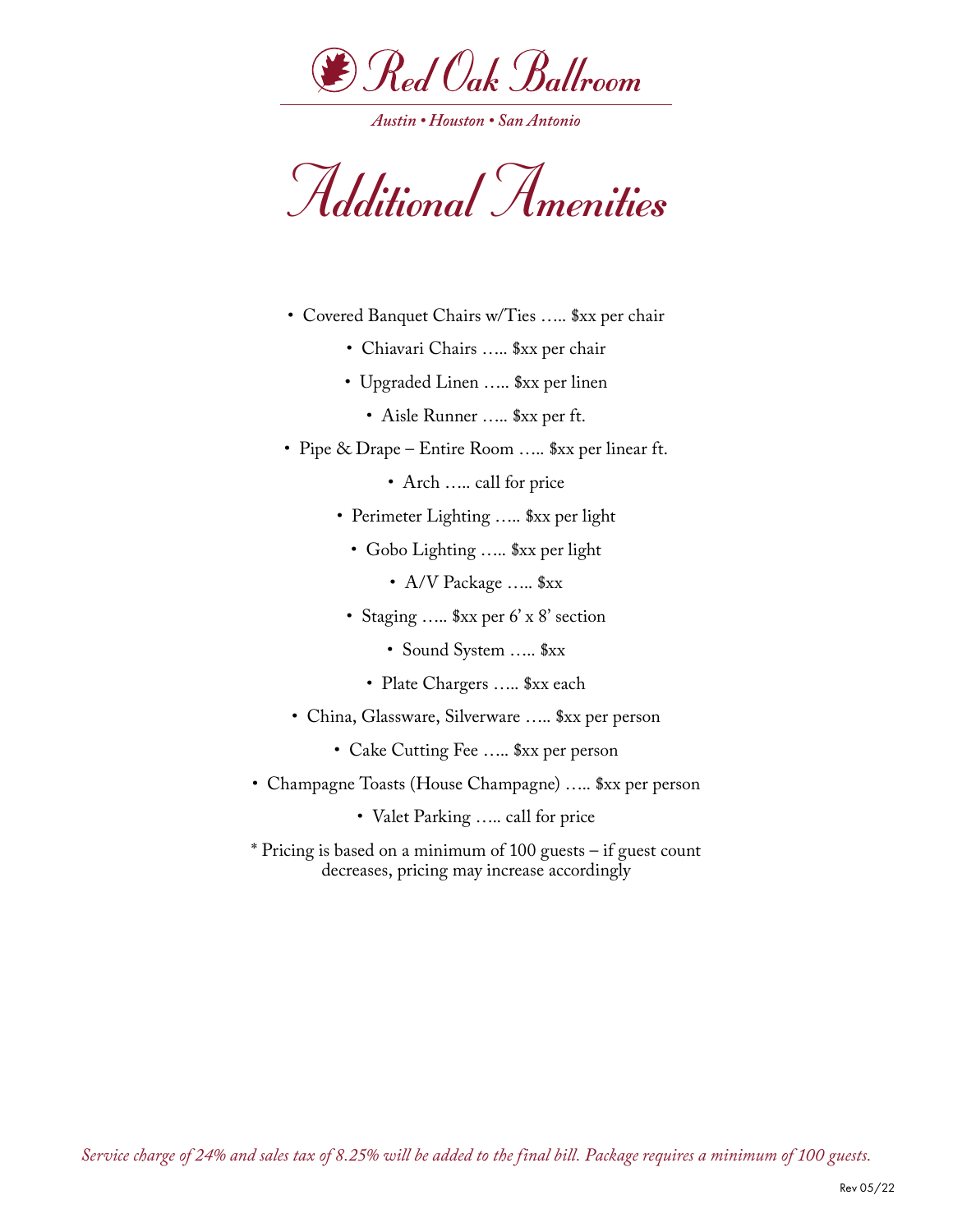# Red Oak Ballroom

*Austin • Houston • San Antonio*

# Additional Amenities

- Covered Banquet Chairs w/Ties ….. $xx per chair
- Chiavari Chairs ….. $xx per chair
- Upgraded Linen ….. $xx per linen
- Aisle Runner ….. $xx per ft.
- Pipe & Drape – Entire Room ….. $xx per linear ft.
- Arch ….. call for price
- Perimeter Lighting ….. $xx per light
- Gobo Lighting ….. $xx per light
- A/V Package ….. $xx
- Staging ….. $xx per 6' x 8' section
- Sound System ….. $xx
- Plate Chargers ….. $xx each
- China, Glassware, Silverware ….. $xx per person
- Cake Cutting Fee ….. $xx per person
- Champagne Toasts (House Champagne) ….. $xx per person
- Valet Parking ….. call for price

* Pricing is based on a minimum of 100 guests – if guest count decreases, pricing may increase accordingly

*Service charge of 24% and sales tax of 8.25% will be added to the final bill. Package requires a minimum of 100 guests.*

Rev 05/22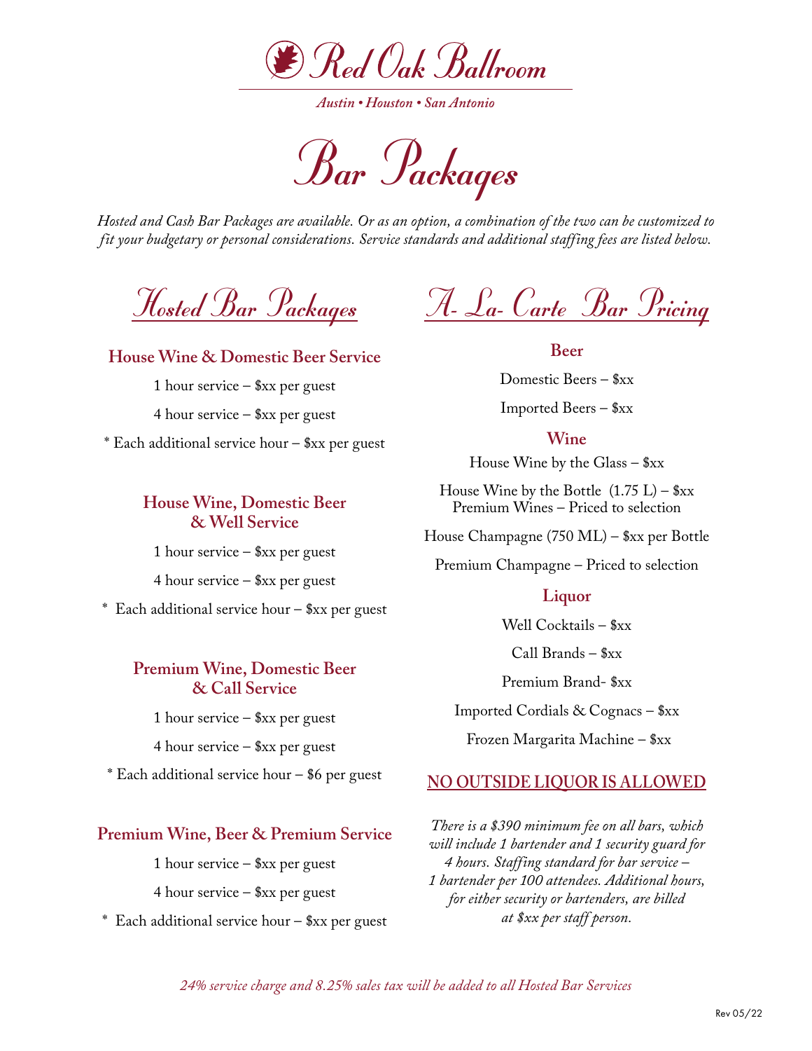# Red Oak Ballroom

*Austin • Houston • San Antonio*

# Bar Packages

*Hosted and Cash Bar Packages are available. Or as an option, a combination of the two can be customized to fit your budgetary or personal considerations. Service standards and additional staffing fees are listed below.*

## Hosted Bar Packages

### House Wine & Domestic Beer Service

1 hour service – $xx per guest

4 hour service – $xx per guest

* Each additional service hour – $xx per guest

### House Wine, Domestic Beer & Well Service

1 hour service – $xx per guest

4 hour service – $xx per guest

* Each additional service hour – $xx per guest

### Premium Wine, Domestic Beer & Call Service

1 hour service – $xx per guest

4 hour service – $xx per guest

* Each additional service hour – $6 per guest

### Premium Wine, Beer & Premium Service

1 hour service – $xx per guest

4 hour service – $xx per guest

* Each additional service hour – $xx per guest

## A- La- Carte Bar Pricing

### Beer

Domestic Beers – $xx

Imported Beers – $xx

### Wine

House Wine by the Glass – $xx

House Wine by the Bottle (1.75 L) – $xx
Premium Wines – Priced to selection

House Champagne (750 ML) – $xx per Bottle

Premium Champagne – Priced to selection

### Liquor

Well Cocktails – $xx

Call Brands – $xx

Premium Brand- $xx

Imported Cordials & Cognacs – $xx

Frozen Margarita Machine – $xx

**NO OUTSIDE LIQUOR IS ALLOWED**

*There is a $390 minimum fee on all bars, which will include 1 bartender and 1 security guard for 4 hours. Staffing standard for bar service – 1 bartender per 100 attendees. Additional hours, for either security or bartenders, are billed at $xx per staff person.*

*24% service charge and 8.25% sales tax will be added to all Hosted Bar Services*

Rev 05/22